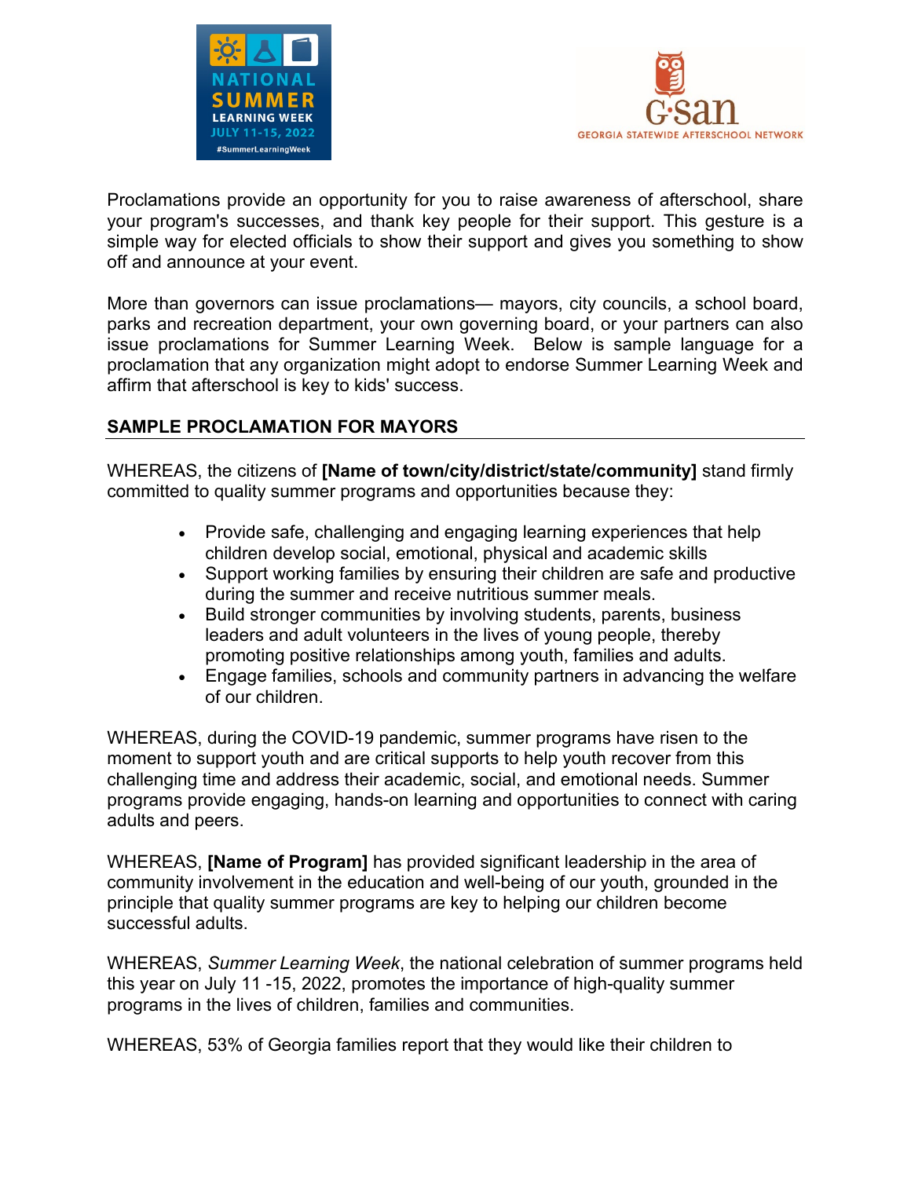Proclamations provide an opportunity for you to raise awareness of afterschool, share your program's successes, and thank key people for their support. This gesture is a simple way for elected officials to show their support and gives you something to show off and announce at your event.

More than governors can issue proclamations— mayors, city councils, a school board, parks and recreation department, your own governing board, or your partners can also issue proclamations for Summer Learning Week. Below is sample language for a proclamation that any organization might adopt to endorse Summer Learning Week and affirm that afterschool is key to kids' success.

## SAMPLE PROCLAMATION FOR MAYORS

WHEREAS, the citizens of **[Name of town/city/district/state/community]** stand firmly committed to quality summer programs and opportunities because they:

- Provide safe, challenging and engaging learning experiences that help children develop social, emotional, physical and academic skills
- Support working families by ensuring their children are safe and productive during the summer and receive nutritious summer meals.
- Build stronger communities by involving students, parents, business leaders and adult volunteers in the lives of young people, thereby promoting positive relationships among youth, families and adults.
- Engage families, schools and community partners in advancing the welfare of our children.

WHEREAS, during the COVID-19 pandemic, summer programs have risen to the moment to support youth and are critical supports to help youth recover from this challenging time and address their academic, social, and emotional needs. Summer programs provide engaging, hands-on learning and opportunities to connect with caring adults and peers.

WHEREAS, **[Name of Program]** has provided significant leadership in the area of community involvement in the education and well-being of our youth, grounded in the principle that quality summer programs are key to helping our children become successful adults.

WHEREAS, *Summer Learning Week*, the national celebration of summer programs held this year on July 11 -15, 2022, promotes the importance of high-quality summer programs in the lives of children, families and communities.

WHEREAS, 53% of Georgia families report that they would like their children to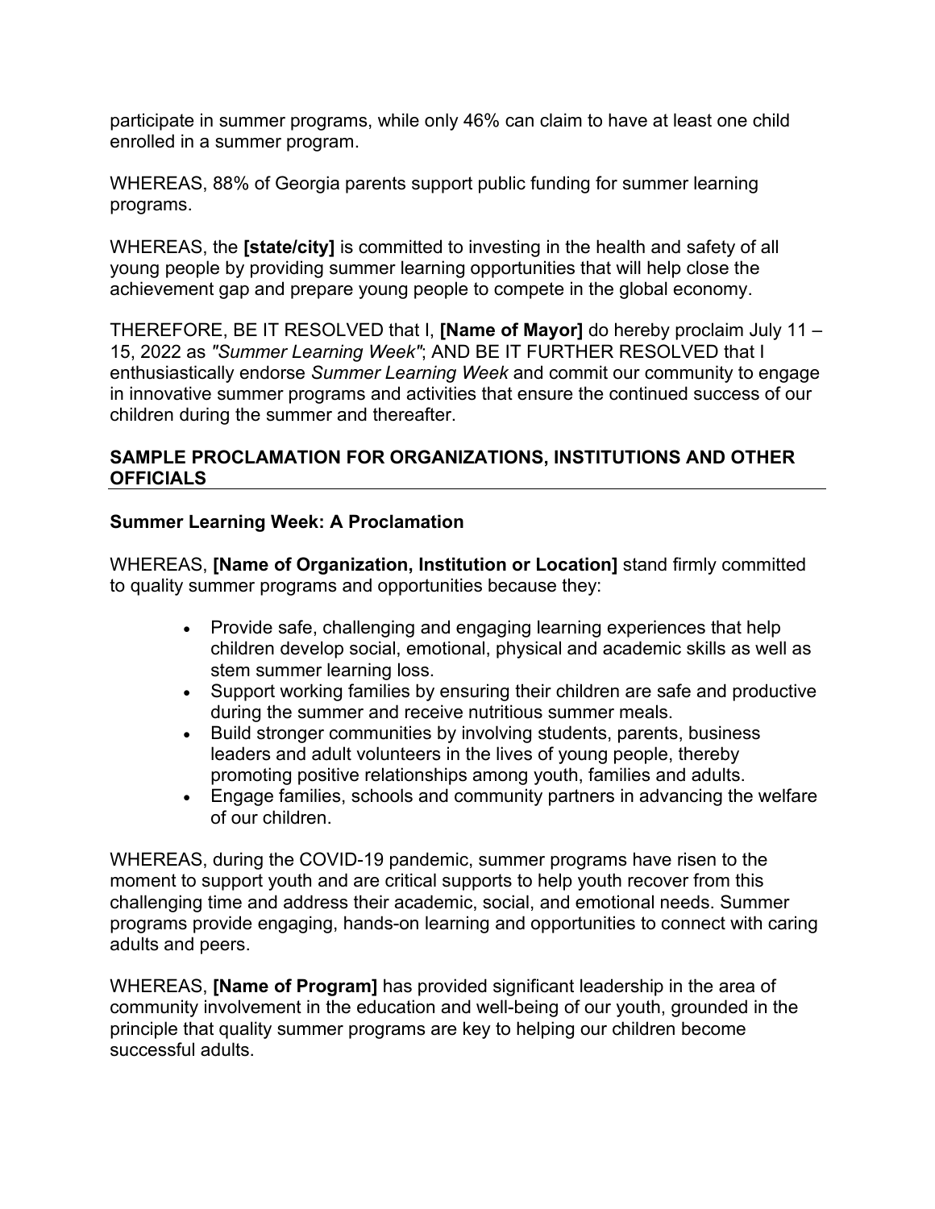participate in summer programs, while only 46% can claim to have at least one child enrolled in a summer program.

WHEREAS, 88% of Georgia parents support public funding for summer learning programs.

WHEREAS, the **[state/city]** is committed to investing in the health and safety of all young people by providing summer learning opportunities that will help close the achievement gap and prepare young people to compete in the global economy.

THEREFORE, BE IT RESOLVED that I, **[Name of Mayor]** do hereby proclaim July 11 – 15, 2022 as *"Summer Learning Week"*; AND BE IT FURTHER RESOLVED that I enthusiastically endorse *Summer Learning Week* and commit our community to engage in innovative summer programs and activities that ensure the continued success of our children during the summer and thereafter.

## SAMPLE PROCLAMATION FOR ORGANIZATIONS, INSTITUTIONS AND OTHER OFFICIALS

### Summer Learning Week: A Proclamation

WHEREAS, **[Name of Organization, Institution or Location]** stand firmly committed to quality summer programs and opportunities because they:

- Provide safe, challenging and engaging learning experiences that help children develop social, emotional, physical and academic skills as well as stem summer learning loss.
- Support working families by ensuring their children are safe and productive during the summer and receive nutritious summer meals.
- Build stronger communities by involving students, parents, business leaders and adult volunteers in the lives of young people, thereby promoting positive relationships among youth, families and adults.
- Engage families, schools and community partners in advancing the welfare of our children.

WHEREAS, during the COVID-19 pandemic, summer programs have risen to the moment to support youth and are critical supports to help youth recover from this challenging time and address their academic, social, and emotional needs. Summer programs provide engaging, hands-on learning and opportunities to connect with caring adults and peers.

WHEREAS, **[Name of Program]** has provided significant leadership in the area of community involvement in the education and well-being of our youth, grounded in the principle that quality summer programs are key to helping our children become successful adults.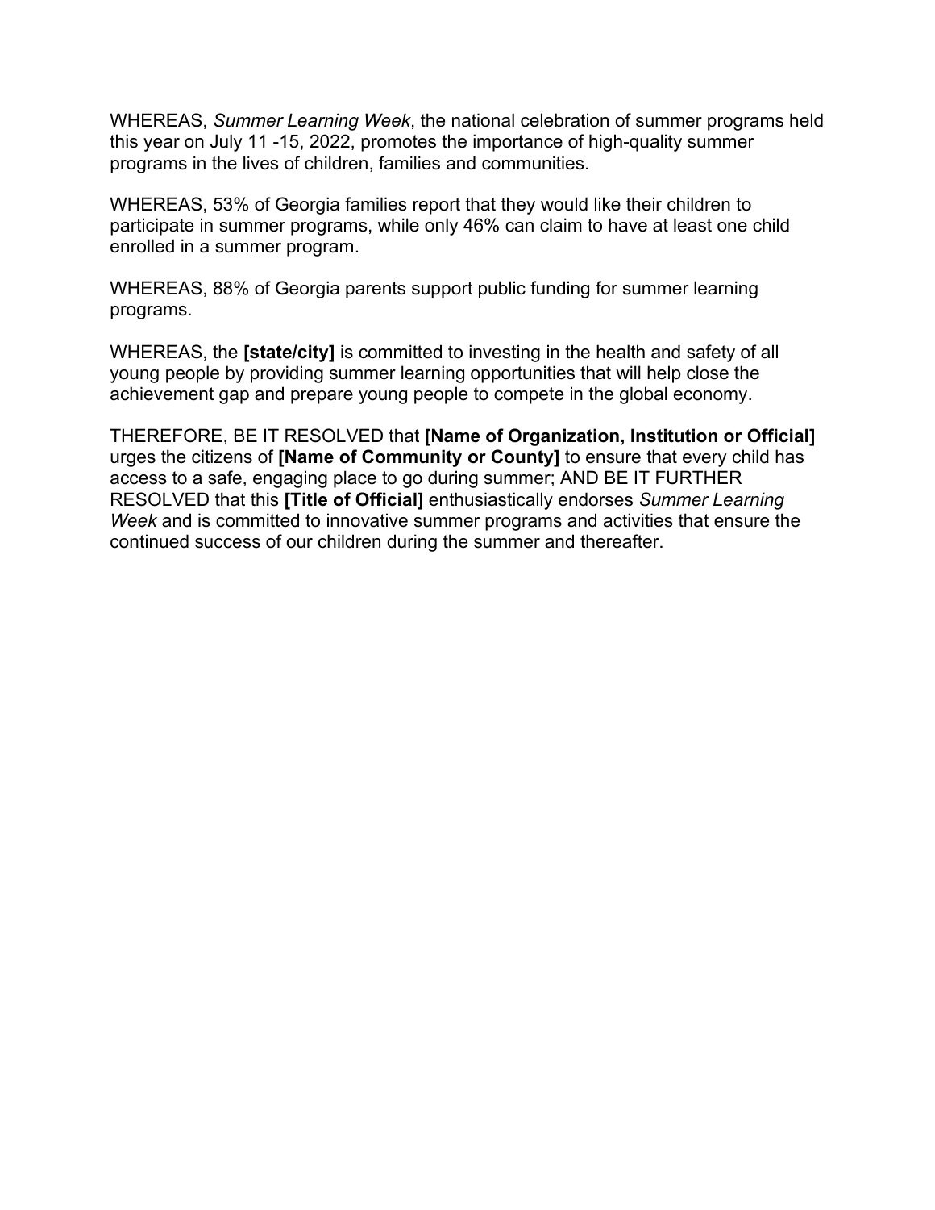WHEREAS, *Summer Learning Week*, the national celebration of summer programs held this year on July 11 -15, 2022, promotes the importance of high-quality summer programs in the lives of children, families and communities.

WHEREAS, 53% of Georgia families report that they would like their children to participate in summer programs, while only 46% can claim to have at least one child enrolled in a summer program.

WHEREAS, 88% of Georgia parents support public funding for summer learning programs.

WHEREAS, the **[state/city]** is committed to investing in the health and safety of all young people by providing summer learning opportunities that will help close the achievement gap and prepare young people to compete in the global economy.

THEREFORE, BE IT RESOLVED that **[Name of Organization, Institution or Official]** urges the citizens of **[Name of Community or County]** to ensure that every child has access to a safe, engaging place to go during summer; AND BE IT FURTHER RESOLVED that this **[Title of Official]** enthusiastically endorses *Summer Learning Week* and is committed to innovative summer programs and activities that ensure the continued success of our children during the summer and thereafter.